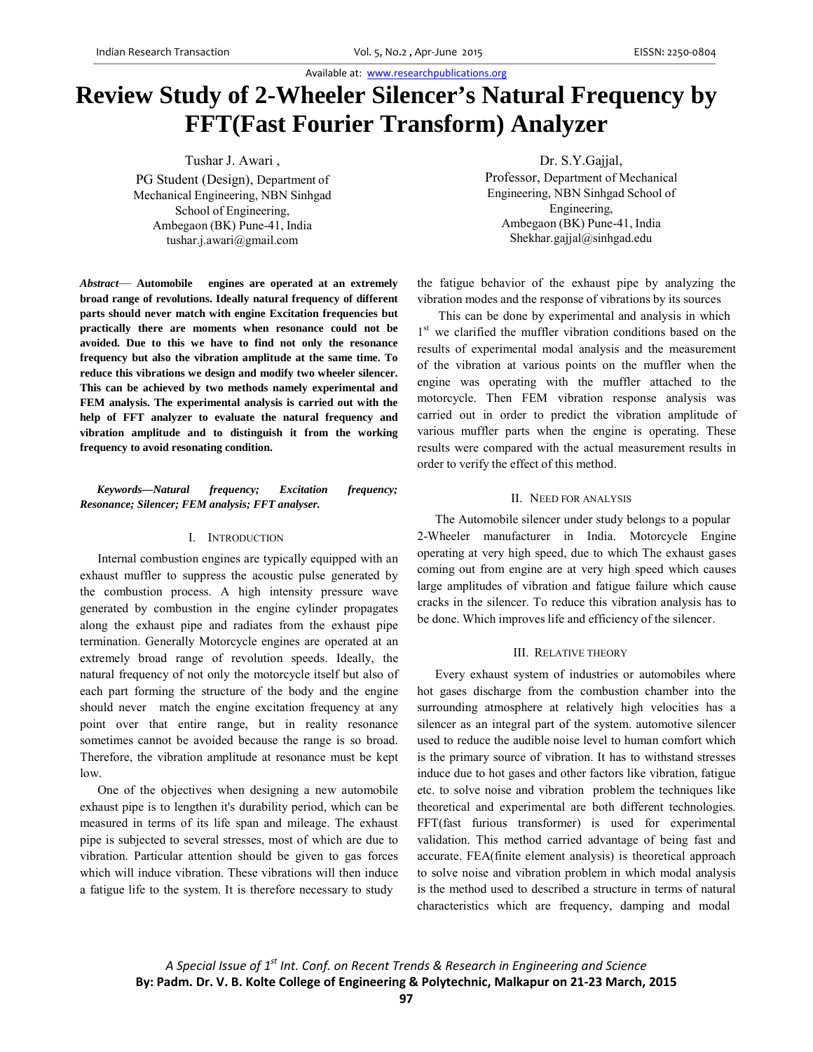Available at: www.researchpublications.org

# Review Study of 2-Wheeler Silencer's Natural Frequency by FFT(Fast Fourier Transform) Analyzer

Tushar J. Awari ,
PG Student (Design), Department of Mechanical Engineering, NBN Sinhgad School of Engineering,
Ambegaon (BK) Pune-41, India
tushar.j.awari@gmail.com

Dr. S.Y.Gajjal,
Professor, Department of Mechanical Engineering, NBN Sinhgad School of Engineering,
Ambegaon (BK) Pune-41, India
Shekhar.gajjal@sinhgad.edu

***Abstract*— Automobile engines are operated at an extremely broad range of revolutions. Ideally natural frequency of different parts should never match with engine Excitation frequencies but practically there are moments when resonance could not be avoided. Due to this we have to find not only the resonance frequency but also the vibration amplitude at the same time. To reduce this vibrations we design and modify two wheeler silencer. This can be achieved by two methods namely experimental and FEM analysis. The experimental analysis is carried out with the help of FFT analyzer to evaluate the natural frequency and vibration amplitude and to distinguish it from the working frequency to avoid resonating condition.**

***Keywords—Natural frequency; Excitation frequency; Resonance; Silencer; FEM analysis; FFT analyser.***

## I. Introduction

Internal combustion engines are typically equipped with an exhaust muffler to suppress the acoustic pulse generated by the combustion process. A high intensity pressure wave generated by combustion in the engine cylinder propagates along the exhaust pipe and radiates from the exhaust pipe termination. Generally Motorcycle engines are operated at an extremely broad range of revolution speeds. Ideally, the natural frequency of not only the motorcycle itself but also of each part forming the structure of the body and the engine should never match the engine excitation frequency at any point over that entire range, but in reality resonance sometimes cannot be avoided because the range is so broad. Therefore, the vibration amplitude at resonance must be kept low.

One of the objectives when designing a new automobile exhaust pipe is to lengthen it's durability period, which can be measured in terms of its life span and mileage. The exhaust pipe is subjected to several stresses, most of which are due to vibration. Particular attention should be given to gas forces which will induce vibration. These vibrations will then induce a fatigue life to the system. It is therefore necessary to study the fatigue behavior of the exhaust pipe by analyzing the vibration modes and the response of vibrations by its sources

This can be done by experimental and analysis in which 1st we clarified the muffler vibration conditions based on the results of experimental modal analysis and the measurement of the vibration at various points on the muffler when the engine was operating with the muffler attached to the motorcycle. Then FEM vibration response analysis was carried out in order to predict the vibration amplitude of various muffler parts when the engine is operating. These results were compared with the actual measurement results in order to verify the effect of this method.

## II. Need for Analysis

The Automobile silencer under study belongs to a popular 2-Wheeler manufacturer in India. Motorcycle Engine operating at very high speed, due to which The exhaust gases coming out from engine are at very high speed which causes large amplitudes of vibration and fatigue failure which cause cracks in the silencer. To reduce this vibration analysis has to be done. Which improves life and efficiency of the silencer.

## III. Relative Theory

Every exhaust system of industries or automobiles where hot gases discharge from the combustion chamber into the surrounding atmosphere at relatively high velocities has a silencer as an integral part of the system. automotive silencer used to reduce the audible noise level to human comfort which is the primary source of vibration. It has to withstand stresses induce due to hot gases and other factors like vibration, fatigue etc. to solve noise and vibration problem the techniques like theoretical and experimental are both different technologies. FFT(fast furious transformer) is used for experimental validation. This method carried advantage of being fast and accurate. FEA(finite element analysis) is theoretical approach to solve noise and vibration problem in which modal analysis is the method used to described a structure in terms of natural characteristics which are frequency, damping and modal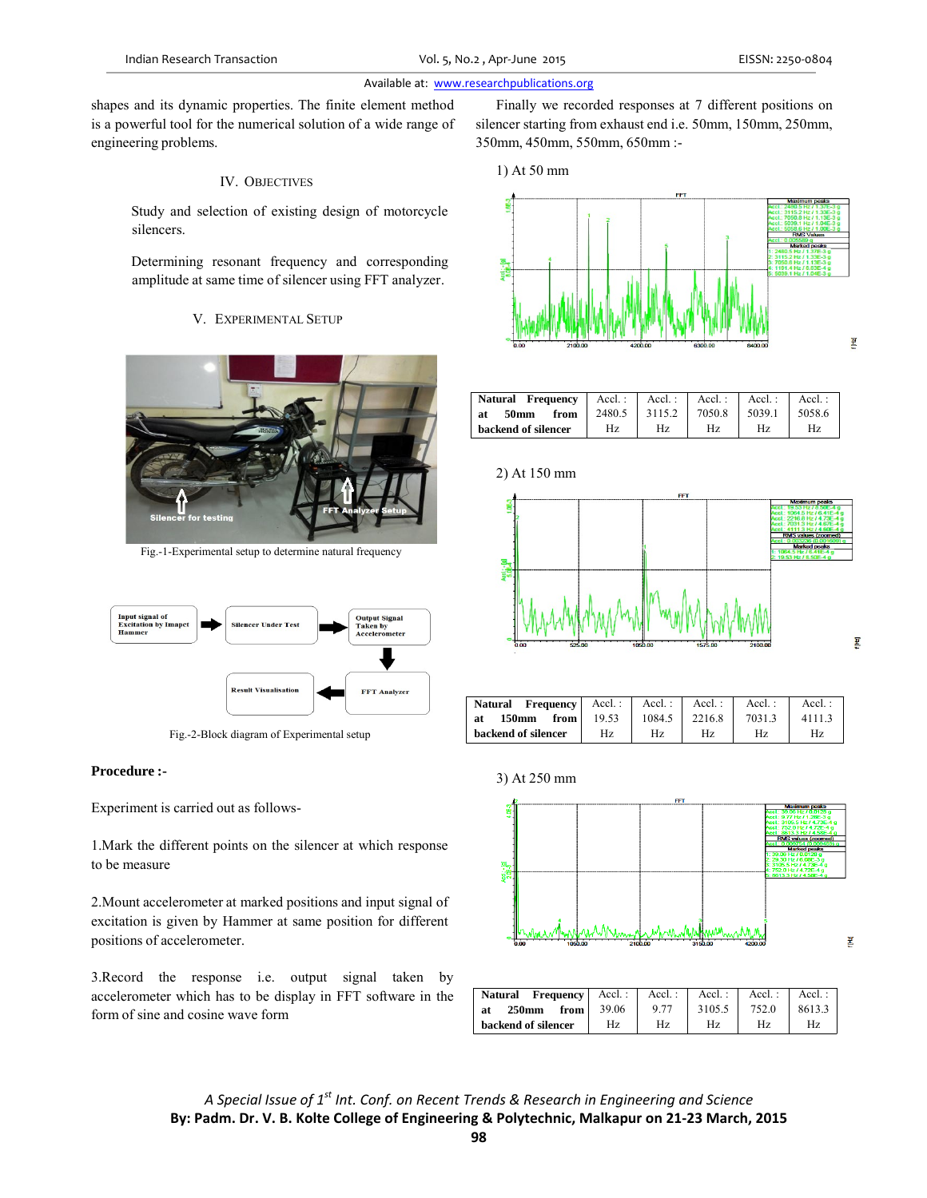shapes and its dynamic properties. The finite element method is a powerful tool for the numerical solution of a wide range of engineering problems.

## IV. Objectives

Study and selection of existing design of motorcycle silencers.

Determining resonant frequency and corresponding amplitude at same time of silencer using FFT analyzer.

## V. Experimental Setup

Fig.-1-Experimental setup to determine natural frequency

Fig.-2-Block diagram of Experimental setup

**Procedure :-**

Experiment is carried out as follows-

1.Mark the different points on the silencer at which response to be measure

2.Mount accelerometer at marked positions and input signal of excitation is given by Hammer at same position for different positions of accelerometer.

3.Record the response i.e. output signal taken by accelerometer which has to be display in FFT software in the form of sine and cosine wave form

Finally we recorded responses at 7 different positions on silencer starting from exhaust end i.e. 50mm, 150mm, 250mm, 350mm, 450mm, 550mm, 650mm :-

1) At 50 mm

| Natural Frequency at 50mm from backend of silencer | Accl. : 2480.5 Hz | Accl. : 3115.2 Hz | Accl. : 7050.8 Hz | Accl. : 5039.1 Hz | Accl. : 5058.6 Hz |
|---|---|---|---|---|---|

2) At 150 mm

| Natural Frequency at 150mm from backend of silencer | Accl. : 19.53 Hz | Accl. : 1084.5 Hz | Accl. : 2216.8 Hz | Accl. : 7031.3 Hz | Accl. : 4111.3 Hz |
|---|---|---|---|---|---|

3) At 250 mm

| Natural Frequency at 250mm from backend of silencer | Accl. : 39.06 Hz | Accl. : 9.77 Hz | Accl. : 3105.5 Hz | Accl. : 752.0 Hz | Accl. : 8613.3 Hz |
|---|---|---|---|---|---|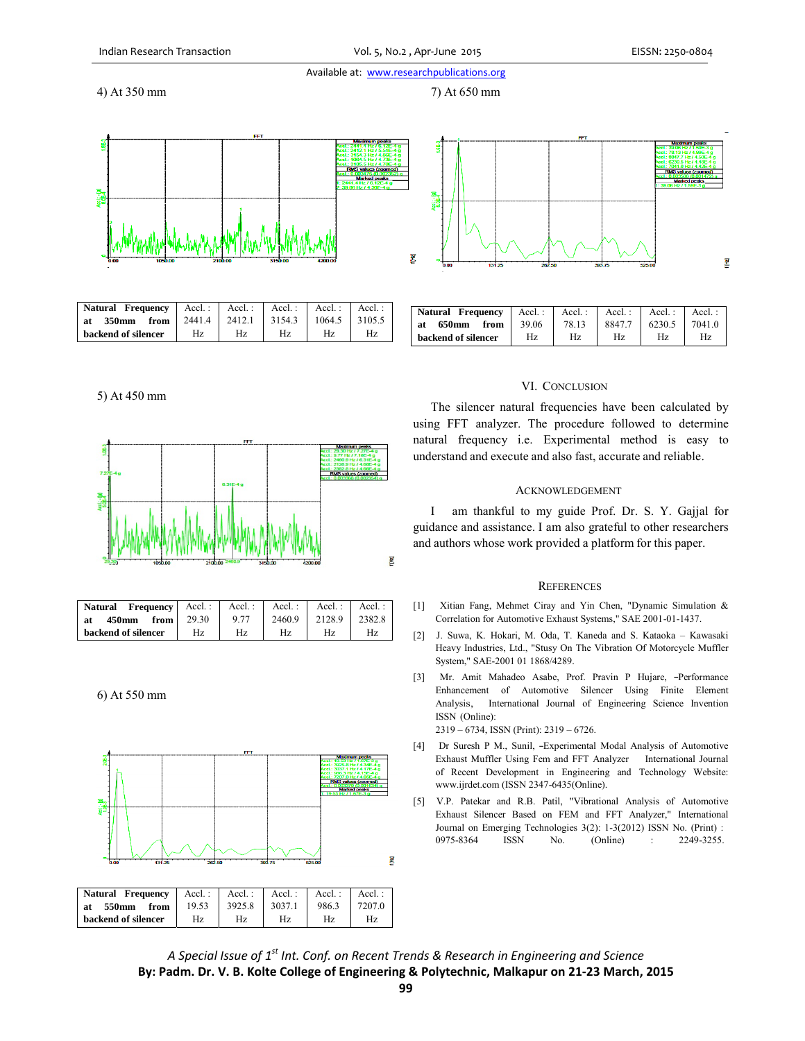4) At 350 mm

FFT

| Natural Frequency at 350mm from backend of silencer | Accl. : 2441.4 Hz | Accl. : 2412.1 Hz | Accl. : 3154.3 Hz | Accl. : 1064.5 Hz | Accl. : 3105.5 Hz |
|---|---|---|---|---|---|

5) At 450 mm

FFT

| Natural Frequency at 450mm from backend of silencer | Accl. : 29.30 Hz | Accl. : 9.77 Hz | Accl. : 2460.9 Hz | Accl. : 2128.9 Hz | Accl. : 2382.8 Hz |
|---|---|---|---|---|---|

6) At 550 mm

FFT

| Natural Frequency at 550mm from backend of silencer | Accl. : 19.53 Hz | Accl. : 3925.8 Hz | Accl. : 3037.1 Hz | Accl. : 986.3 Hz | Accl. : 7207.0 Hz |
|---|---|---|---|---|---|

7) At 650 mm

FFT

| Natural Frequency at 650mm from backend of silencer | Accl. : 39.06 Hz | Accl. : 78.13 Hz | Accl. : 8847.7 Hz | Accl. : 6230.5 Hz | Accl. : 7041.0 Hz |
|---|---|---|---|---|---|

## VI. Conclusion

The silencer natural frequencies have been calculated by using FFT analyzer. The procedure followed to determine natural frequency i.e. Experimental method is easy to understand and execute and also fast, accurate and reliable.

## Acknowledgement

I am thankful to my guide Prof. Dr. S. Y. Gajjal for guidance and assistance. I am also grateful to other researchers and authors whose work provided a platform for this paper.

## References

[1] Xitian Fang, Mehmet Ciray and Yin Chen, "Dynamic Simulation & Correlation for Automotive Exhaust Systems," SAE 2001-01-1437.

[2] J. Suwa, K. Hokari, M. Oda, T. Kaneda and S. Kataoka – Kawasaki Heavy Industries, Ltd., "Stusy On The Vibration Of Motorcycle Muffler System," SAE-2001 01 1868/4289.

[3] Mr. Amit Mahadeo Asabe, Prof. Pravin P Hujare, –Performance Enhancement of Automotive Silencer Using Finite Element Analysis, International Journal of Engineering Science Invention ISSN (Online): 2319 – 6734, ISSN (Print): 2319 – 6726.

[4] Dr Suresh P M., Sunil, –Experimental Modal Analysis of Automotive Exhaust Muffler Using Fem and FFT Analyzer International Journal of Recent Development in Engineering and Technology Website: www.ijrdet.com (ISSN 2347-6435(Online).

[5] V.P. Patekar and R.B. Patil, "Vibrational Analysis of Automotive Exhaust Silencer Based on FEM and FFT Analyzer," International Journal on Emerging Technologies 3(2): 1-3(2012) ISSN No. (Print) : 0975-8364 ISSN No. (Online) : 2249-3255.